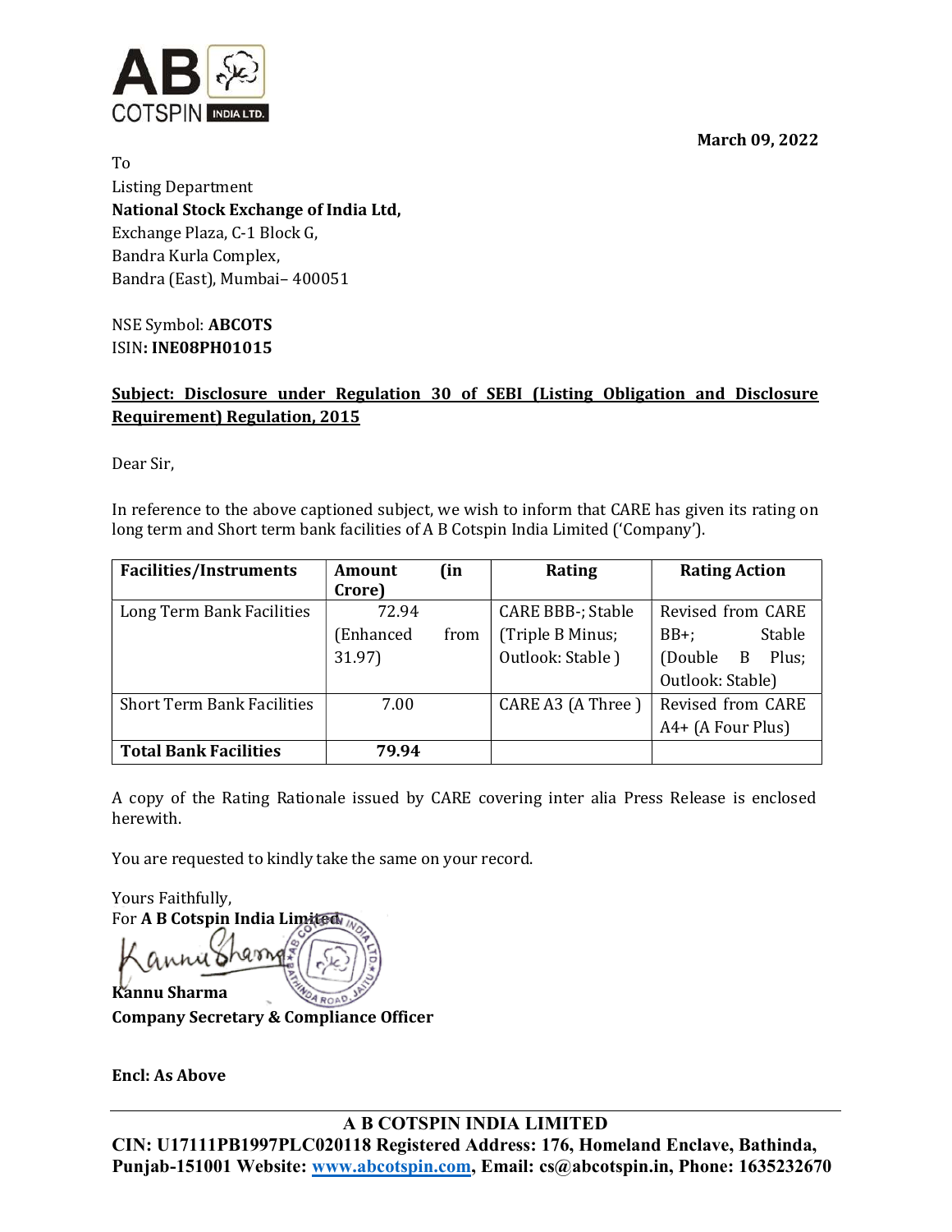March 09, 2022

To
Listing Department
**National Stock Exchange of India Ltd,**
Exchange Plaza, C-1 Block G,
Bandra Kurla Complex,
Bandra (East), Mumbai– 400051

NSE Symbol: **ABCOTS**
ISIN**: INE08PH01015**

**Subject: Disclosure under Regulation 30 of SEBI (Listing Obligation and Disclosure Requirement) Regulation, 2015**

Dear Sir,

In reference to the above captioned subject, we wish to inform that CARE has given its rating on long term and Short term bank facilities of A B Cotspin India Limited ('Company').

| Facilities/Instruments | Amount (in Crore) | Rating | Rating Action |
|---|---|---|---|
| Long Term Bank Facilities | 72.94 (Enhanced from 31.97) | CARE BBB-; Stable (Triple B Minus; Outlook: Stable ) | Revised from CARE BB+; Stable (Double B Plus; Outlook: Stable) |
| Short Term Bank Facilities | 7.00 | CARE A3 (A Three ) | Revised from CARE A4+ (A Four Plus) |
| **Total Bank Facilities** | **79.94** | | |

A copy of the Rating Rationale issued by CARE covering inter alia Press Release is enclosed herewith.

You are requested to kindly take the same on your record.

Yours Faithfully,
For **A B Cotspin India Limited**

**Kannu Sharma**
**Company Secretary & Compliance Officer**

**Encl: As Above**

**A B COTSPIN INDIA LIMITED**
**CIN: U17111PB1997PLC020118 Registered Address: 176, Homeland Enclave, Bathinda, Punjab-151001 Website: www.abcotspin.com, Email: cs@abcotspin.in, Phone: 1635232670**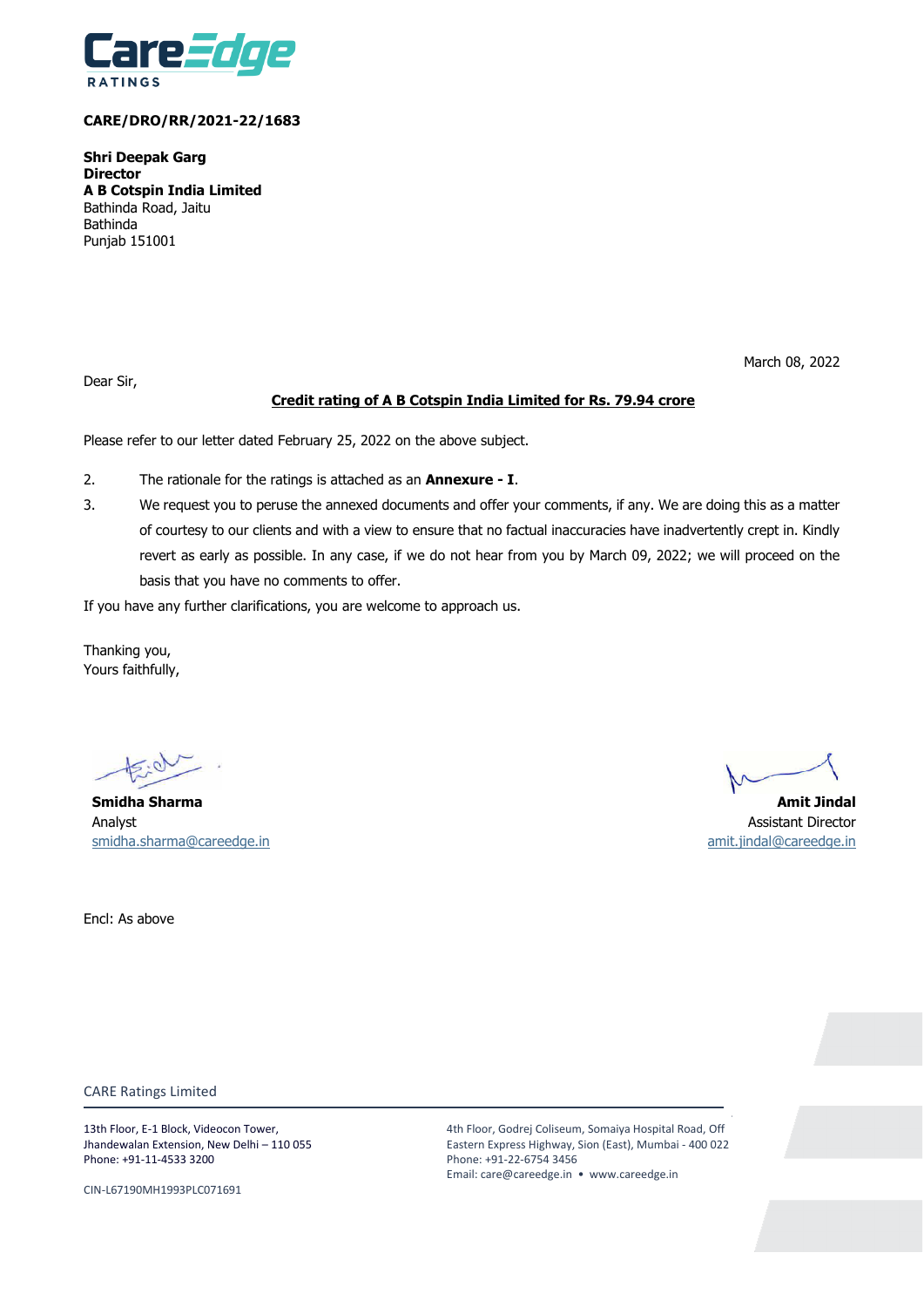**CARE/DRO/RR/2021-22/1683**

**Shri Deepak Garg**
**Director**
**A B Cotspin India Limited**
Bathinda Road, Jaitu
Bathinda
Punjab 151001

March 08, 2022

Dear Sir,

**Credit rating of A B Cotspin India Limited for Rs. 79.94 crore**

Please refer to our letter dated February 25, 2022 on the above subject.

2. The rationale for the ratings is attached as an **Annexure - I**.
3. We request you to peruse the annexed documents and offer your comments, if any. We are doing this as a matter of courtesy to our clients and with a view to ensure that no factual inaccuracies have inadvertently crept in. Kindly revert as early as possible. In any case, if we do not hear from you by March 09, 2022; we will proceed on the basis that you have no comments to offer.

If you have any further clarifications, you are welcome to approach us.

Thanking you,
Yours faithfully,

**Smidha Sharma**
Analyst
smidha.sharma@careedge.in

**Amit Jindal**
Assistant Director
amit.jindal@careedge.in

Encl: As above

CARE Ratings Limited

13th Floor, E-1 Block, Videocon Tower,
Jhandewalan Extension, New Delhi – 110 055
Phone: +91-11-4533 3200

4th Floor, Godrej Coliseum, Somaiya Hospital Road, Off Eastern Express Highway, Sion (East), Mumbai - 400 022
Phone: +91-22-6754 3456
Email: care@careedge.in • www.careedge.in

CIN-L67190MH1993PLC071691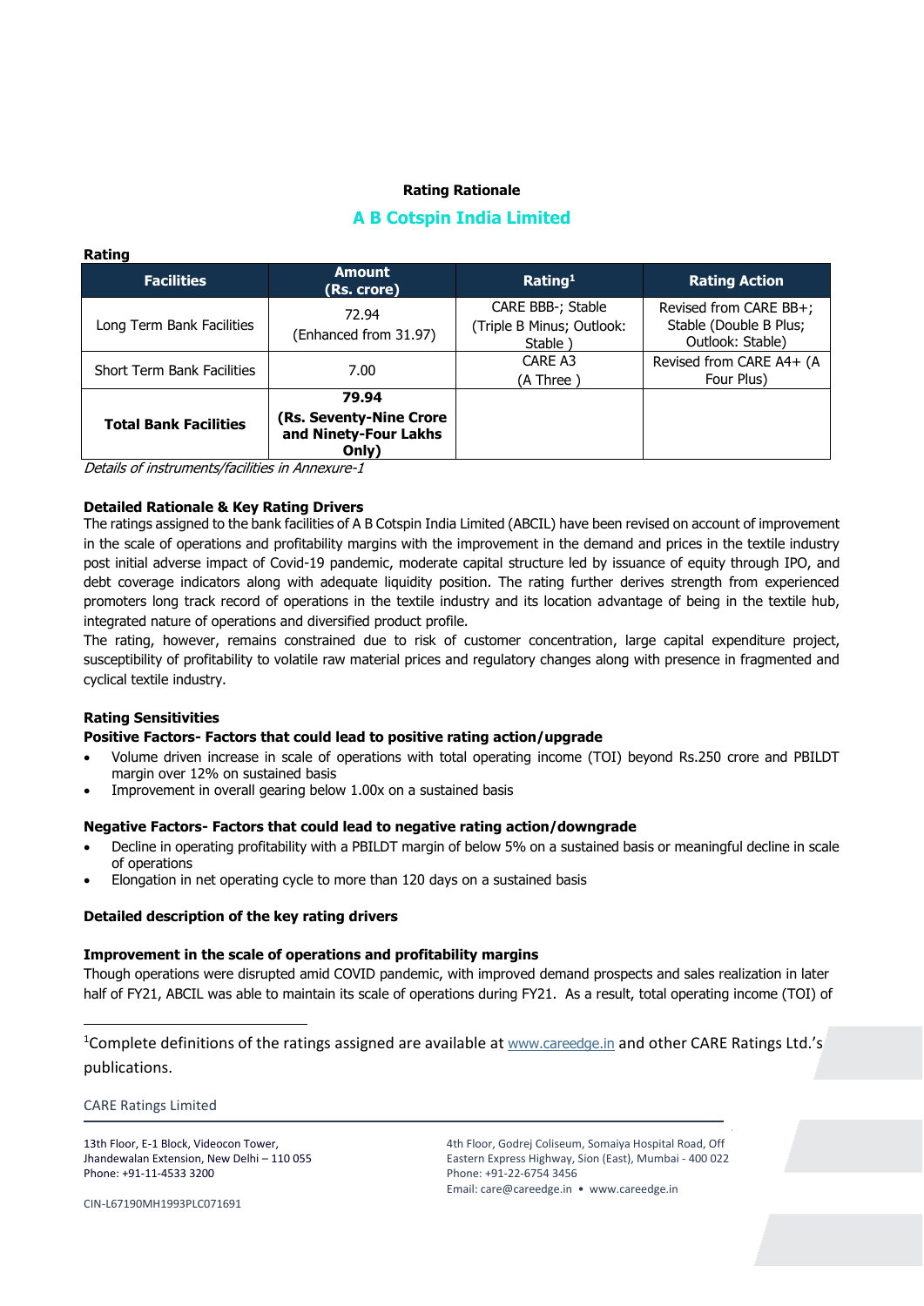**Rating Rationale**

## A B Cotspin India Limited

**Rating**

| Facilities | Amount (Rs. crore) | Rating[1] | Rating Action |
|---|---|---|---|
| Long Term Bank Facilities | 72.94 (Enhanced from 31.97) | CARE BBB-; Stable (Triple B Minus; Outlook: Stable ) | Revised from CARE BB+; Stable (Double B Plus; Outlook: Stable) |
| Short Term Bank Facilities | 7.00 | CARE A3 (A Three ) | Revised from CARE A4+ (A Four Plus) |
| **Total Bank Facilities** | **79.94 (Rs. Seventy-Nine Crore and Ninety-Four Lakhs Only)** | | |

*Details of instruments/facilities in Annexure-1*

**Detailed Rationale & Key Rating Drivers**

The ratings assigned to the bank facilities of A B Cotspin India Limited (ABCIL) have been revised on account of improvement in the scale of operations and profitability margins with the improvement in the demand and prices in the textile industry post initial adverse impact of Covid-19 pandemic, moderate capital structure led by issuance of equity through IPO, and debt coverage indicators along with adequate liquidity position. The rating further derives strength from experienced promoters long track record of operations in the textile industry and its location advantage of being in the textile hub, integrated nature of operations and diversified product profile.

The rating, however, remains constrained due to risk of customer concentration, large capital expenditure project, susceptibility of profitability to volatile raw material prices and regulatory changes along with presence in fragmented and cyclical textile industry.

**Rating Sensitivities**

**Positive Factors- Factors that could lead to positive rating action/upgrade**

- Volume driven increase in scale of operations with total operating income (TOI) beyond Rs.250 crore and PBILDT margin over 12% on sustained basis
- Improvement in overall gearing below 1.00x on a sustained basis

**Negative Factors- Factors that could lead to negative rating action/downgrade**

- Decline in operating profitability with a PBILDT margin of below 5% on a sustained basis or meaningful decline in scale of operations
- Elongation in net operating cycle to more than 120 days on a sustained basis

**Detailed description of the key rating drivers**

**Improvement in the scale of operations and profitability margins**

Though operations were disrupted amid COVID pandemic, with improved demand prospects and sales realization in later half of FY21, ABCIL was able to maintain its scale of operations during FY21. As a result, total operating income (TOI) of

[1]Complete definitions of the ratings assigned are available at www.careedge.in and other CARE Ratings Ltd.'s publications.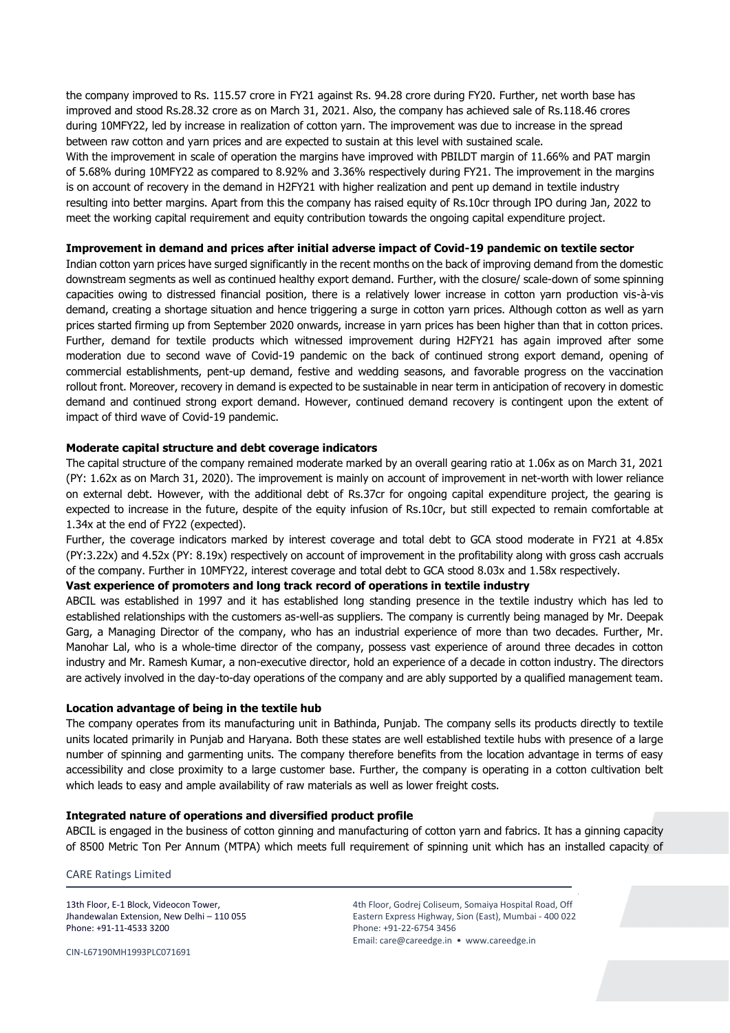the company improved to Rs. 115.57 crore in FY21 against Rs. 94.28 crore during FY20. Further, net worth base has improved and stood Rs.28.32 crore as on March 31, 2021. Also, the company has achieved sale of Rs.118.46 crores during 10MFY22, led by increase in realization of cotton yarn. The improvement was due to increase in the spread between raw cotton and yarn prices and are expected to sustain at this level with sustained scale.

With the improvement in scale of operation the margins have improved with PBILDT margin of 11.66% and PAT margin of 5.68% during 10MFY22 as compared to 8.92% and 3.36% respectively during FY21. The improvement in the margins is on account of recovery in the demand in H2FY21 with higher realization and pent up demand in textile industry resulting into better margins. Apart from this the company has raised equity of Rs.10cr through IPO during Jan, 2022 to meet the working capital requirement and equity contribution towards the ongoing capital expenditure project.

**Improvement in demand and prices after initial adverse impact of Covid-19 pandemic on textile sector**

Indian cotton yarn prices have surged significantly in the recent months on the back of improving demand from the domestic downstream segments as well as continued healthy export demand. Further, with the closure/ scale-down of some spinning capacities owing to distressed financial position, there is a relatively lower increase in cotton yarn production vis-à-vis demand, creating a shortage situation and hence triggering a surge in cotton yarn prices. Although cotton as well as yarn prices started firming up from September 2020 onwards, increase in yarn prices has been higher than that in cotton prices. Further, demand for textile products which witnessed improvement during H2FY21 has again improved after some moderation due to second wave of Covid-19 pandemic on the back of continued strong export demand, opening of commercial establishments, pent-up demand, festive and wedding seasons, and favorable progress on the vaccination rollout front. Moreover, recovery in demand is expected to be sustainable in near term in anticipation of recovery in domestic demand and continued strong export demand. However, continued demand recovery is contingent upon the extent of impact of third wave of Covid-19 pandemic.

**Moderate capital structure and debt coverage indicators**

The capital structure of the company remained moderate marked by an overall gearing ratio at 1.06x as on March 31, 2021 (PY: 1.62x as on March 31, 2020). The improvement is mainly on account of improvement in net-worth with lower reliance on external debt. However, with the additional debt of Rs.37cr for ongoing capital expenditure project, the gearing is expected to increase in the future, despite of the equity infusion of Rs.10cr, but still expected to remain comfortable at 1.34x at the end of FY22 (expected).

Further, the coverage indicators marked by interest coverage and total debt to GCA stood moderate in FY21 at 4.85x (PY:3.22x) and 4.52x (PY: 8.19x) respectively on account of improvement in the profitability along with gross cash accruals of the company. Further in 10MFY22, interest coverage and total debt to GCA stood 8.03x and 1.58x respectively.

**Vast experience of promoters and long track record of operations in textile industry**

ABCIL was established in 1997 and it has established long standing presence in the textile industry which has led to established relationships with the customers as-well-as suppliers. The company is currently being managed by Mr. Deepak Garg, a Managing Director of the company, who has an industrial experience of more than two decades. Further, Mr. Manohar Lal, who is a whole-time director of the company, possess vast experience of around three decades in cotton industry and Mr. Ramesh Kumar, a non-executive director, hold an experience of a decade in cotton industry. The directors are actively involved in the day-to-day operations of the company and are ably supported by a qualified management team.

**Location advantage of being in the textile hub**

The company operates from its manufacturing unit in Bathinda, Punjab. The company sells its products directly to textile units located primarily in Punjab and Haryana. Both these states are well established textile hubs with presence of a large number of spinning and garmenting units. The company therefore benefits from the location advantage in terms of easy accessibility and close proximity to a large customer base. Further, the company is operating in a cotton cultivation belt which leads to easy and ample availability of raw materials as well as lower freight costs.

**Integrated nature of operations and diversified product profile**

ABCIL is engaged in the business of cotton ginning and manufacturing of cotton yarn and fabrics. It has a ginning capacity of 8500 Metric Ton Per Annum (MTPA) which meets full requirement of spinning unit which has an installed capacity of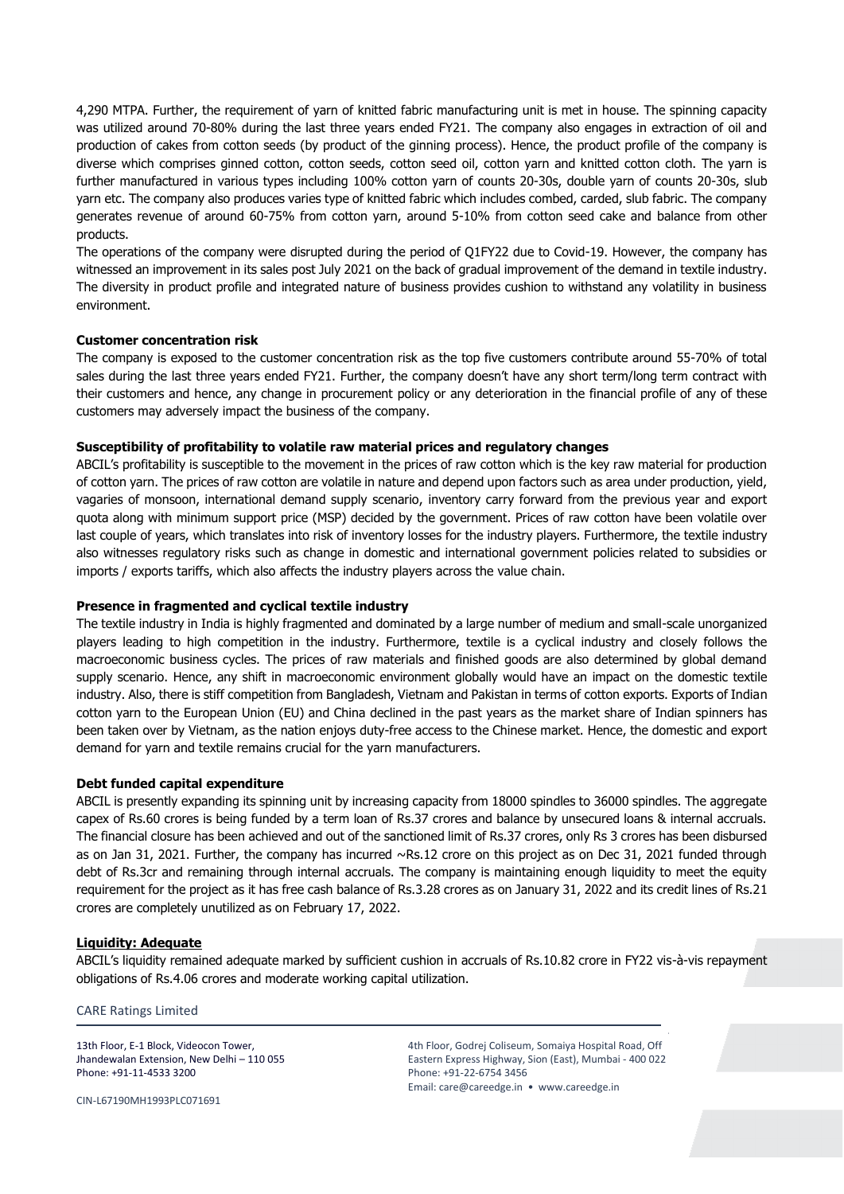4,290 MTPA. Further, the requirement of yarn of knitted fabric manufacturing unit is met in house. The spinning capacity was utilized around 70-80% during the last three years ended FY21. The company also engages in extraction of oil and production of cakes from cotton seeds (by product of the ginning process). Hence, the product profile of the company is diverse which comprises ginned cotton, cotton seeds, cotton seed oil, cotton yarn and knitted cotton cloth. The yarn is further manufactured in various types including 100% cotton yarn of counts 20-30s, double yarn of counts 20-30s, slub yarn etc. The company also produces varies type of knitted fabric which includes combed, carded, slub fabric. The company generates revenue of around 60-75% from cotton yarn, around 5-10% from cotton seed cake and balance from other products.

The operations of the company were disrupted during the period of Q1FY22 due to Covid-19. However, the company has witnessed an improvement in its sales post July 2021 on the back of gradual improvement of the demand in textile industry. The diversity in product profile and integrated nature of business provides cushion to withstand any volatility in business environment.

**Customer concentration risk**

The company is exposed to the customer concentration risk as the top five customers contribute around 55-70% of total sales during the last three years ended FY21. Further, the company doesn't have any short term/long term contract with their customers and hence, any change in procurement policy or any deterioration in the financial profile of any of these customers may adversely impact the business of the company.

**Susceptibility of profitability to volatile raw material prices and regulatory changes**

ABCIL's profitability is susceptible to the movement in the prices of raw cotton which is the key raw material for production of cotton yarn. The prices of raw cotton are volatile in nature and depend upon factors such as area under production, yield, vagaries of monsoon, international demand supply scenario, inventory carry forward from the previous year and export quota along with minimum support price (MSP) decided by the government. Prices of raw cotton have been volatile over last couple of years, which translates into risk of inventory losses for the industry players. Furthermore, the textile industry also witnesses regulatory risks such as change in domestic and international government policies related to subsidies or imports / exports tariffs, which also affects the industry players across the value chain.

**Presence in fragmented and cyclical textile industry**

The textile industry in India is highly fragmented and dominated by a large number of medium and small-scale unorganized players leading to high competition in the industry. Furthermore, textile is a cyclical industry and closely follows the macroeconomic business cycles. The prices of raw materials and finished goods are also determined by global demand supply scenario. Hence, any shift in macroeconomic environment globally would have an impact on the domestic textile industry. Also, there is stiff competition from Bangladesh, Vietnam and Pakistan in terms of cotton exports. Exports of Indian cotton yarn to the European Union (EU) and China declined in the past years as the market share of Indian spinners has been taken over by Vietnam, as the nation enjoys duty-free access to the Chinese market. Hence, the domestic and export demand for yarn and textile remains crucial for the yarn manufacturers.

**Debt funded capital expenditure**

ABCIL is presently expanding its spinning unit by increasing capacity from 18000 spindles to 36000 spindles. The aggregate capex of Rs.60 crores is being funded by a term loan of Rs.37 crores and balance by unsecured loans & internal accruals. The financial closure has been achieved and out of the sanctioned limit of Rs.37 crores, only Rs 3 crores has been disbursed as on Jan 31, 2021. Further, the company has incurred ~Rs.12 crore on this project as on Dec 31, 2021 funded through debt of Rs.3cr and remaining through internal accruals. The company is maintaining enough liquidity to meet the equity requirement for the project as it has free cash balance of Rs.3.28 crores as on January 31, 2022 and its credit lines of Rs.21 crores are completely unutilized as on February 17, 2022.

**Liquidity: Adequate**

ABCIL's liquidity remained adequate marked by sufficient cushion in accruals of Rs.10.82 crore in FY22 vis-à-vis repayment obligations of Rs.4.06 crores and moderate working capital utilization.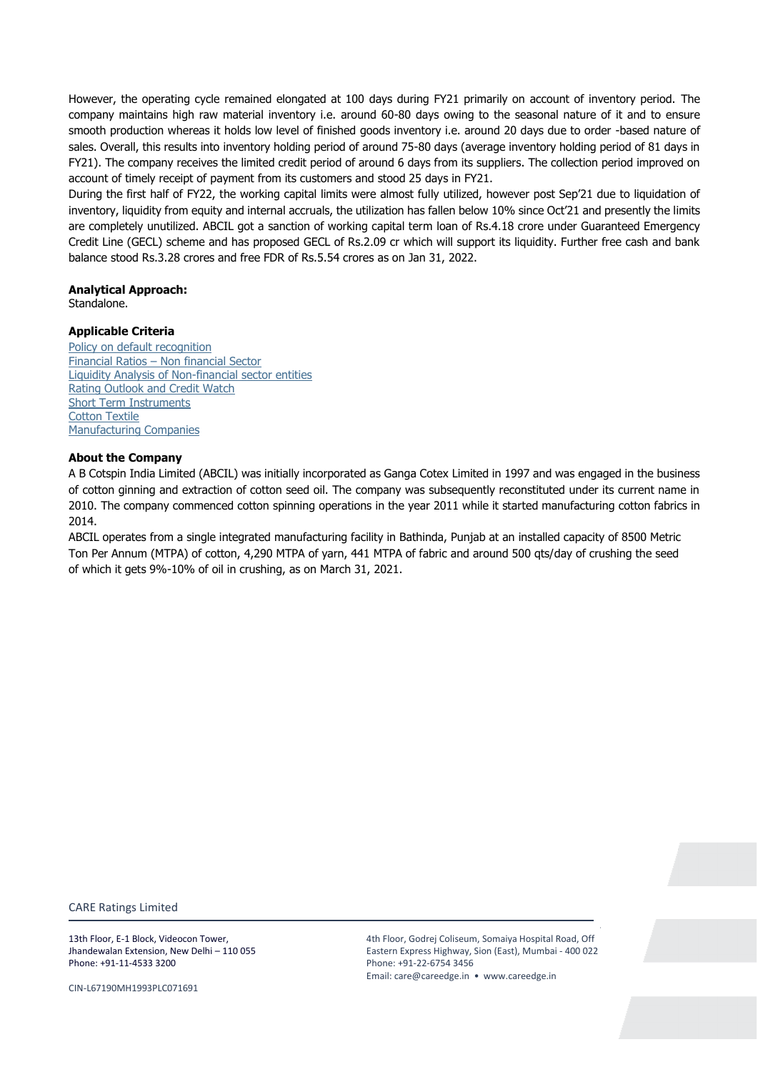However, the operating cycle remained elongated at 100 days during FY21 primarily on account of inventory period. The company maintains high raw material inventory i.e. around 60-80 days owing to the seasonal nature of it and to ensure smooth production whereas it holds low level of finished goods inventory i.e. around 20 days due to order -based nature of sales. Overall, this results into inventory holding period of around 75-80 days (average inventory holding period of 81 days in FY21). The company receives the limited credit period of around 6 days from its suppliers. The collection period improved on account of timely receipt of payment from its customers and stood 25 days in FY21.

During the first half of FY22, the working capital limits were almost fully utilized, however post Sep'21 due to liquidation of inventory, liquidity from equity and internal accruals, the utilization has fallen below 10% since Oct'21 and presently the limits are completely unutilized. ABCIL got a sanction of working capital term loan of Rs.4.18 crore under Guaranteed Emergency Credit Line (GECL) scheme and has proposed GECL of Rs.2.09 cr which will support its liquidity. Further free cash and bank balance stood Rs.3.28 crores and free FDR of Rs.5.54 crores as on Jan 31, 2022.

**Analytical Approach:**
Standalone.

**Applicable Criteria**

Policy on default recognition
Financial Ratios – Non financial Sector
Liquidity Analysis of Non-financial sector entities
Rating Outlook and Credit Watch
Short Term Instruments
Cotton Textile
Manufacturing Companies

**About the Company**

A B Cotspin India Limited (ABCIL) was initially incorporated as Ganga Cotex Limited in 1997 and was engaged in the business of cotton ginning and extraction of cotton seed oil. The company was subsequently reconstituted under its current name in 2010. The company commenced cotton spinning operations in the year 2011 while it started manufacturing cotton fabrics in 2014.

ABCIL operates from a single integrated manufacturing facility in Bathinda, Punjab at an installed capacity of 8500 Metric Ton Per Annum (MTPA) of cotton, 4,290 MTPA of yarn, 441 MTPA of fabric and around 500 qts/day of crushing the seed of which it gets 9%-10% of oil in crushing, as on March 31, 2021.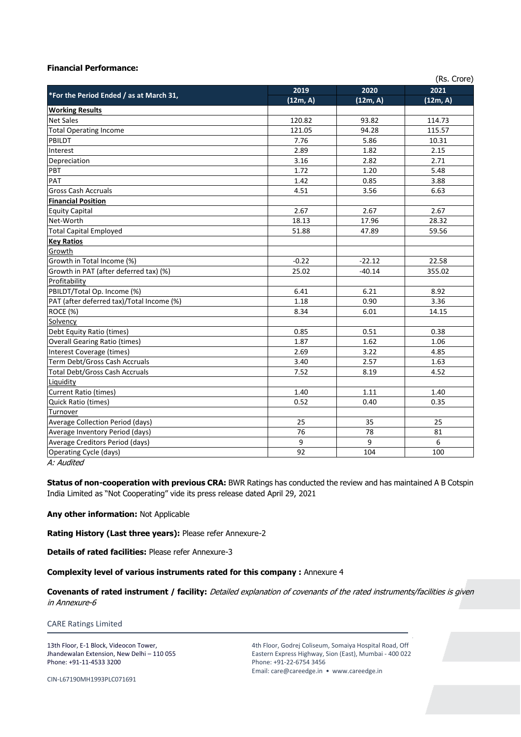**Financial Performance:**

(Rs. Crore)

| *For the Period Ended / as at March 31, | 2019 (12m, A) | 2020 (12m, A) | 2021 (12m, A) |
|---|---|---|---|
| **Working Results** | | | |
| Net Sales | 120.82 | 93.82 | 114.73 |
| Total Operating Income | 121.05 | 94.28 | 115.57 |
| PBILDT | 7.76 | 5.86 | 10.31 |
| Interest | 2.89 | 1.82 | 2.15 |
| Depreciation | 3.16 | 2.82 | 2.71 |
| PBT | 1.72 | 1.20 | 5.48 |
| PAT | 1.42 | 0.85 | 3.88 |
| Gross Cash Accruals | 4.51 | 3.56 | 6.63 |
| **Financial Position** | | | |
| Equity Capital | 2.67 | 2.67 | 2.67 |
| Net-Worth | 18.13 | 17.96 | 28.32 |
| Total Capital Employed | 51.88 | 47.89 | 59.56 |
| **Key Ratios** | | | |
| Growth | | | |
| Growth in Total Income (%) | -0.22 | -22.12 | 22.58 |
| Growth in PAT (after deferred tax) (%) | 25.02 | -40.14 | 355.02 |
| Profitability | | | |
| PBILDT/Total Op. Income (%) | 6.41 | 6.21 | 8.92 |
| PAT (after deferred tax)/Total Income (%) | 1.18 | 0.90 | 3.36 |
| ROCE (%) | 8.34 | 6.01 | 14.15 |
| Solvency | | | |
| Debt Equity Ratio (times) | 0.85 | 0.51 | 0.38 |
| Overall Gearing Ratio (times) | 1.87 | 1.62 | 1.06 |
| Interest Coverage (times) | 2.69 | 3.22 | 4.85 |
| Term Debt/Gross Cash Accruals | 3.40 | 2.57 | 1.63 |
| Total Debt/Gross Cash Accruals | 7.52 | 8.19 | 4.52 |
| Liquidity | | | |
| Current Ratio (times) | 1.40 | 1.11 | 1.40 |
| Quick Ratio (times) | 0.52 | 0.40 | 0.35 |
| Turnover | | | |
| Average Collection Period (days) | 25 | 35 | 25 |
| Average Inventory Period (days) | 76 | 78 | 81 |
| Average Creditors Period (days) | 9 | 9 | 6 |
| Operating Cycle (days) | 92 | 104 | 100 |

*A: Audited*

**Status of non-cooperation with previous CRA:** BWR Ratings has conducted the review and has maintained A B Cotspin India Limited as "Not Cooperating" vide its press release dated April 29, 2021

**Any other information:** Not Applicable

**Rating History (Last three years):** Please refer Annexure-2

**Details of rated facilities:** Please refer Annexure-3

**Complexity level of various instruments rated for this company :** Annexure 4

**Covenants of rated instrument / facility:** *Detailed explanation of covenants of the rated instruments/facilities is given in Annexure-6*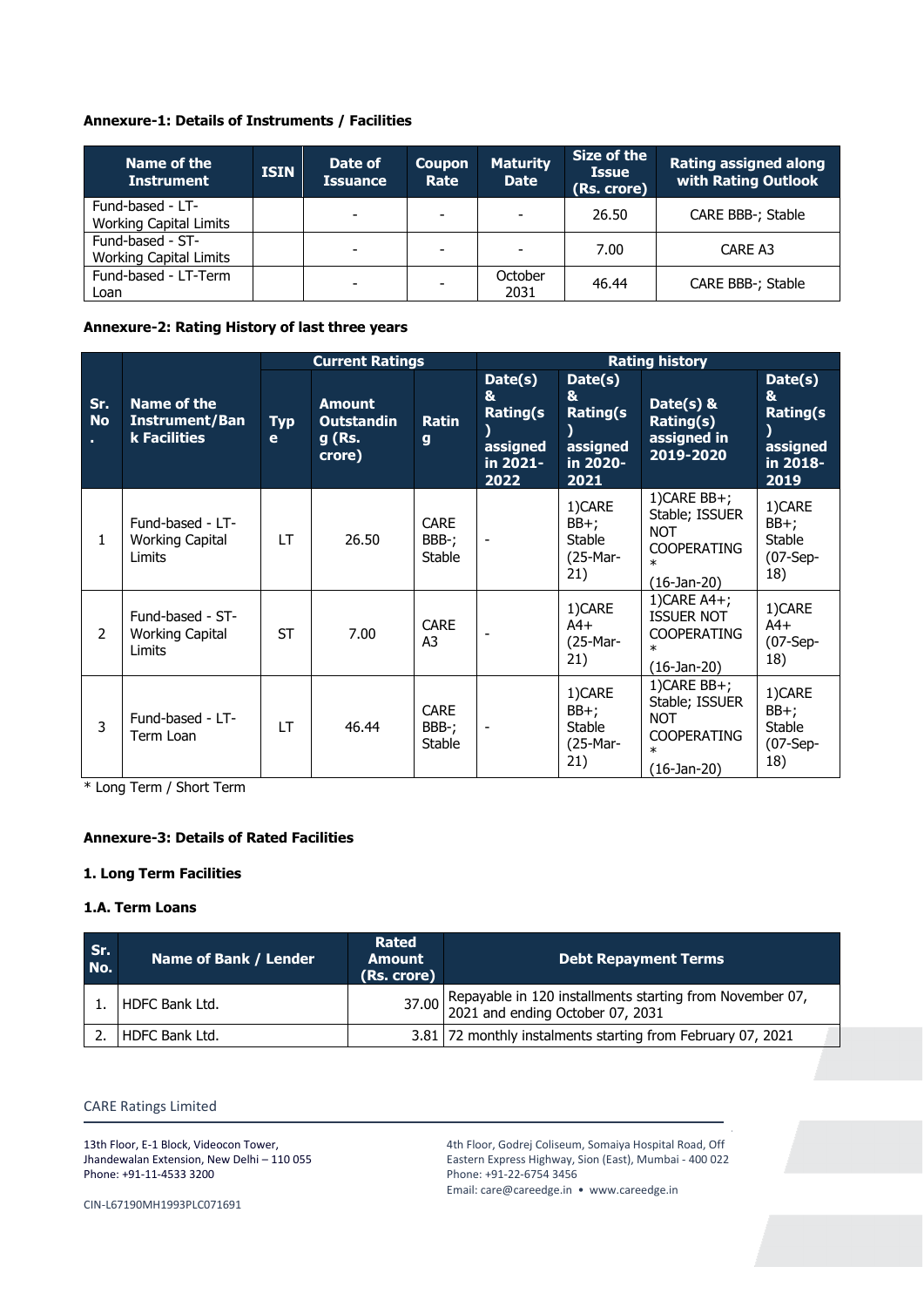**Annexure-1: Details of Instruments / Facilities**

| Name of the Instrument | ISIN | Date of Issuance | Coupon Rate | Maturity Date | Size of the Issue (Rs. crore) | Rating assigned along with Rating Outlook |
|---|---|---|---|---|---|---|
| Fund-based - LT-Working Capital Limits | | - | - | - | 26.50 | CARE BBB-; Stable |
| Fund-based - ST-Working Capital Limits | | - | - | - | 7.00 | CARE A3 |
| Fund-based - LT-Term Loan | | - | - | October 2031 | 46.44 | CARE BBB-; Stable |

**Annexure-2: Rating History of last three years**

| Sr. No. | Name of the Instrument/Bank Facilities | Current Ratings | | | Rating history | | | |
|---|---|---|---|---|---|---|---|---|
| | | Type | Amount Outstanding (Rs. crore) | Rating | Date(s) & Rating(s) assigned in 2021-2022 | Date(s) & Rating(s) assigned in 2020-2021 | Date(s) & Rating(s) assigned in 2019-2020 | Date(s) & Rating(s) assigned in 2018-2019 |
| 1 | Fund-based - LT-Working Capital Limits | LT | 26.50 | CARE BBB-; Stable | - | 1)CARE BB+; Stable (25-Mar-21) | 1)CARE BB+; Stable; ISSUER NOT COOPERATING* (16-Jan-20) | 1)CARE BB+; Stable (07-Sep-18) |
| 2 | Fund-based - ST-Working Capital Limits | ST | 7.00 | CARE A3 | - | 1)CARE A4+ (25-Mar-21) | 1)CARE A4+; ISSUER NOT COOPERATING* (16-Jan-20) | 1)CARE A4+ (07-Sep-18) |
| 3 | Fund-based - LT-Term Loan | LT | 46.44 | CARE BBB-; Stable | - | 1)CARE BB+; Stable (25-Mar-21) | 1)CARE BB+; Stable; ISSUER NOT COOPERATING* (16-Jan-20) | 1)CARE BB+; Stable (07-Sep-18) |

* Long Term / Short Term

**Annexure-3: Details of Rated Facilities**

**1. Long Term Facilities**

**1.A. Term Loans**

| Sr. No. | Name of Bank / Lender | Rated Amount (Rs. crore) | Debt Repayment Terms |
|---|---|---|---|
| 1. | HDFC Bank Ltd. | 37.00 | Repayable in 120 installments starting from November 07, 2021 and ending October 07, 2031 |
| 2. | HDFC Bank Ltd. | 3.81 | 72 monthly instalments starting from February 07, 2021 |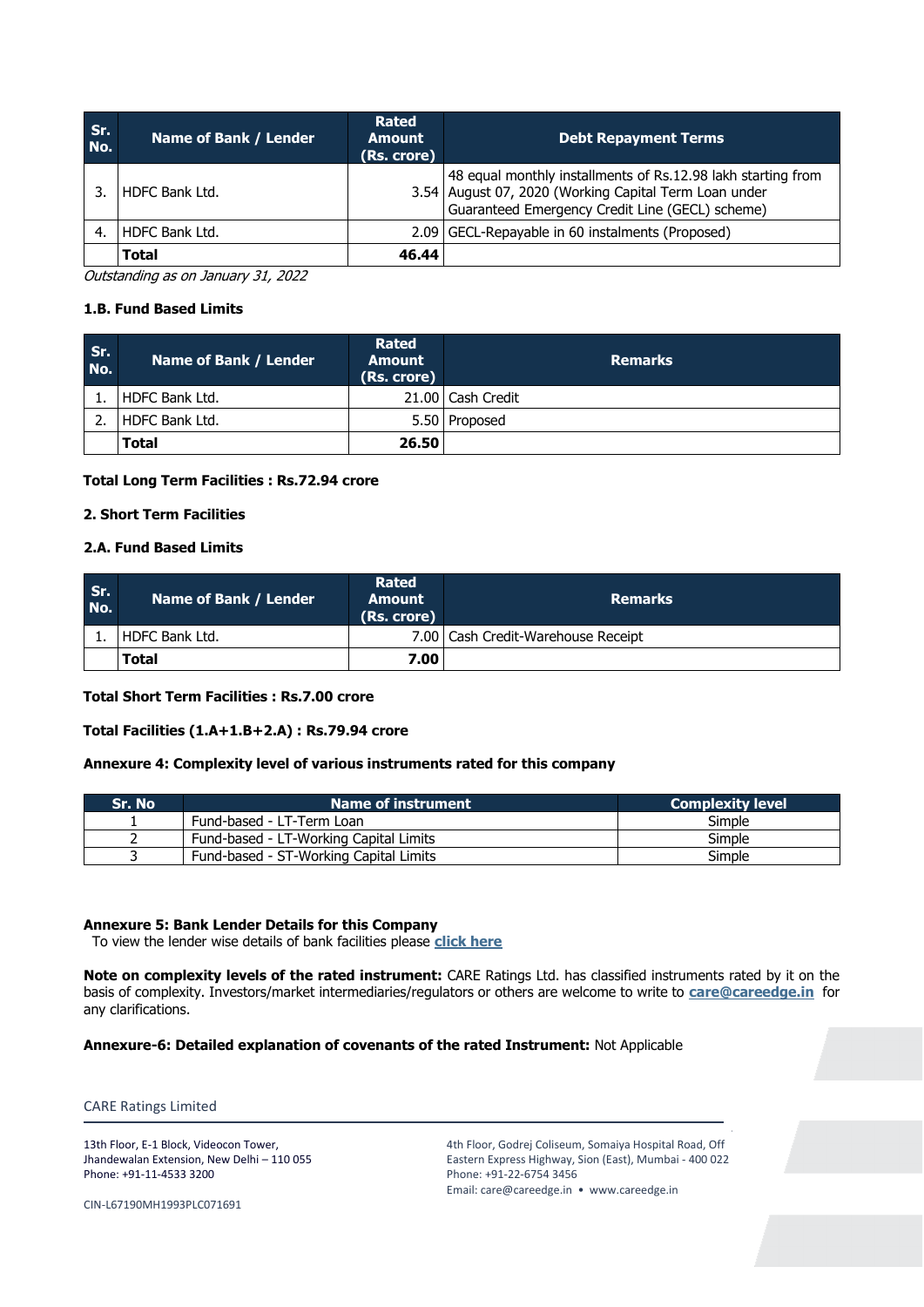| Sr. No. | Name of Bank / Lender | Rated Amount (Rs. crore) | Debt Repayment Terms |
|---|---|---|---|
| 3. | HDFC Bank Ltd. | 3.54 | 48 equal monthly installments of Rs.12.98 lakh starting from August 07, 2020 (Working Capital Term Loan under Guaranteed Emergency Credit Line (GECL) scheme) |
| 4. | HDFC Bank Ltd. | 2.09 | GECL-Repayable in 60 instalments (Proposed) |
| | **Total** | **46.44** | |

*Outstanding as on January 31, 2022*

**1.B. Fund Based Limits**

| Sr. No. | Name of Bank / Lender | Rated Amount (Rs. crore) | Remarks |
|---|---|---|---|
| 1. | HDFC Bank Ltd. | 21.00 | Cash Credit |
| 2. | HDFC Bank Ltd. | 5.50 | Proposed |
| | **Total** | **26.50** | |

**Total Long Term Facilities : Rs.72.94 crore**

**2. Short Term Facilities**

**2.A. Fund Based Limits**

| Sr. No. | Name of Bank / Lender | Rated Amount (Rs. crore) | Remarks |
|---|---|---|---|
| 1. | HDFC Bank Ltd. | 7.00 | Cash Credit-Warehouse Receipt |
| | **Total** | **7.00** | |

**Total Short Term Facilities : Rs.7.00 crore**

**Total Facilities (1.A+1.B+2.A) : Rs.79.94 crore**

**Annexure 4: Complexity level of various instruments rated for this company**

| Sr. No | Name of instrument | Complexity level |
|---|---|---|
| 1 | Fund-based - LT-Term Loan | Simple |
| 2 | Fund-based - LT-Working Capital Limits | Simple |
| 3 | Fund-based - ST-Working Capital Limits | Simple |

**Annexure 5: Bank Lender Details for this Company**

To view the lender wise details of bank facilities please **click here**

**Note on complexity levels of the rated instrument:** CARE Ratings Ltd. has classified instruments rated by it on the basis of complexity. Investors/market intermediaries/regulators or others are welcome to write to **care@careedge.in** for any clarifications.

**Annexure-6: Detailed explanation of covenants of the rated Instrument:** Not Applicable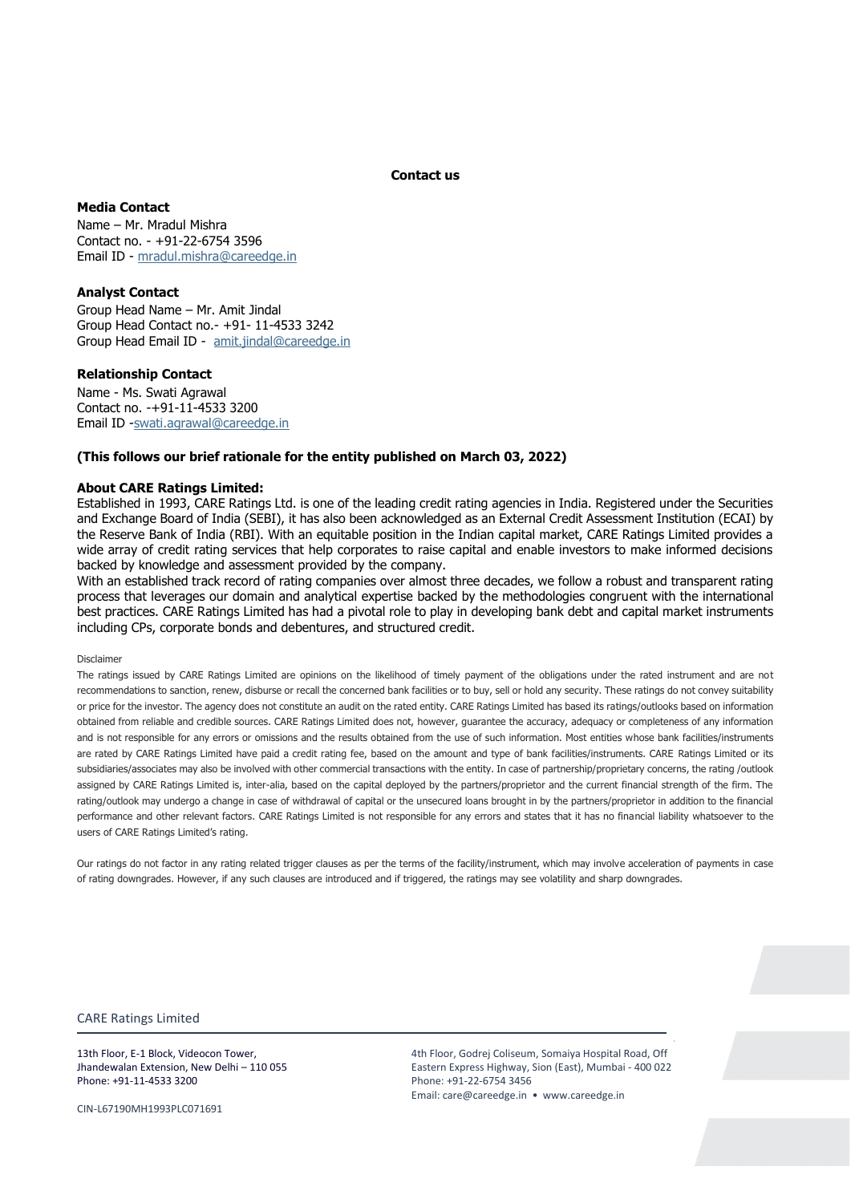**Contact us**

**Media Contact**
Name – Mr. Mradul Mishra
Contact no. - +91-22-6754 3596
Email ID - mradul.mishra@careedge.in

**Analyst Contact**
Group Head Name – Mr. Amit Jindal
Group Head Contact no.- +91- 11-4533 3242
Group Head Email ID - amit.jindal@careedge.in

**Relationship Contact**
Name - Ms. Swati Agrawal
Contact no. -+91-11-4533 3200
Email ID -swati.agrawal@careedge.in

**(This follows our brief rationale for the entity published on March 03, 2022)**

**About CARE Ratings Limited:**
Established in 1993, CARE Ratings Ltd. is one of the leading credit rating agencies in India. Registered under the Securities and Exchange Board of India (SEBI), it has also been acknowledged as an External Credit Assessment Institution (ECAI) by the Reserve Bank of India (RBI). With an equitable position in the Indian capital market, CARE Ratings Limited provides a wide array of credit rating services that help corporates to raise capital and enable investors to make informed decisions backed by knowledge and assessment provided by the company.
With an established track record of rating companies over almost three decades, we follow a robust and transparent rating process that leverages our domain and analytical expertise backed by the methodologies congruent with the international best practices. CARE Ratings Limited has had a pivotal role to play in developing bank debt and capital market instruments including CPs, corporate bonds and debentures, and structured credit.

Disclaimer

The ratings issued by CARE Ratings Limited are opinions on the likelihood of timely payment of the obligations under the rated instrument and are not recommendations to sanction, renew, disburse or recall the concerned bank facilities or to buy, sell or hold any security. These ratings do not convey suitability or price for the investor. The agency does not constitute an audit on the rated entity. CARE Ratings Limited has based its ratings/outlooks based on information obtained from reliable and credible sources. CARE Ratings Limited does not, however, guarantee the accuracy, adequacy or completeness of any information and is not responsible for any errors or omissions and the results obtained from the use of such information. Most entities whose bank facilities/instruments are rated by CARE Ratings Limited have paid a credit rating fee, based on the amount and type of bank facilities/instruments. CARE Ratings Limited or its subsidiaries/associates may also be involved with other commercial transactions with the entity. In case of partnership/proprietary concerns, the rating /outlook assigned by CARE Ratings Limited is, inter-alia, based on the capital deployed by the partners/proprietor and the current financial strength of the firm. The rating/outlook may undergo a change in case of withdrawal of capital or the unsecured loans brought in by the partners/proprietor in addition to the financial performance and other relevant factors. CARE Ratings Limited is not responsible for any errors and states that it has no financial liability whatsoever to the users of CARE Ratings Limited's rating.

Our ratings do not factor in any rating related trigger clauses as per the terms of the facility/instrument, which may involve acceleration of payments in case of rating downgrades. However, if any such clauses are introduced and if triggered, the ratings may see volatility and sharp downgrades.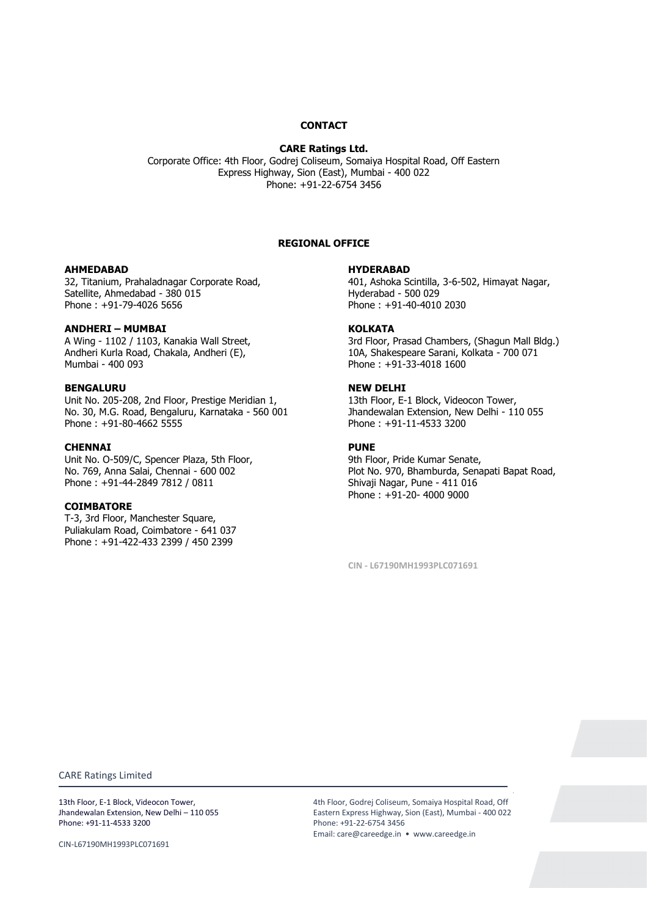## CONTACT

**CARE Ratings Ltd.**
Corporate Office: 4th Floor, Godrej Coliseum, Somaiya Hospital Road, Off Eastern Express Highway, Sion (East), Mumbai - 400 022
Phone: +91-22-6754 3456

## REGIONAL OFFICE

**AHMEDABAD**
32, Titanium, Prahaladnagar Corporate Road,
Satellite, Ahmedabad - 380 015
Phone : +91-79-4026 5656

**ANDHERI – MUMBAI**
A Wing - 1102 / 1103, Kanakia Wall Street,
Andheri Kurla Road, Chakala, Andheri (E),
Mumbai - 400 093

**BENGALURU**
Unit No. 205-208, 2nd Floor, Prestige Meridian 1,
No. 30, M.G. Road, Bengaluru, Karnataka - 560 001
Phone : +91-80-4662 5555

**CHENNAI**
Unit No. O-509/C, Spencer Plaza, 5th Floor,
No. 769, Anna Salai, Chennai - 600 002
Phone : +91-44-2849 7812 / 0811

**COIMBATORE**
T-3, 3rd Floor, Manchester Square,
Puliakulam Road, Coimbatore - 641 037
Phone : +91-422-433 2399 / 450 2399

**HYDERABAD**
401, Ashoka Scintilla, 3-6-502, Himayat Nagar,
Hyderabad - 500 029
Phone : +91-40-4010 2030

**KOLKATA**
3rd Floor, Prasad Chambers, (Shagun Mall Bldg.)
10A, Shakespeare Sarani, Kolkata - 700 071
Phone : +91-33-4018 1600

**NEW DELHI**
13th Floor, E-1 Block, Videocon Tower,
Jhandewalan Extension, New Delhi - 110 055
Phone : +91-11-4533 3200

**PUNE**
9th Floor, Pride Kumar Senate,
Plot No. 970, Bhamburda, Senapati Bapat Road,
Shivaji Nagar, Pune - 411 016
Phone : +91-20- 4000 9000

**CIN - L67190MH1993PLC071691**